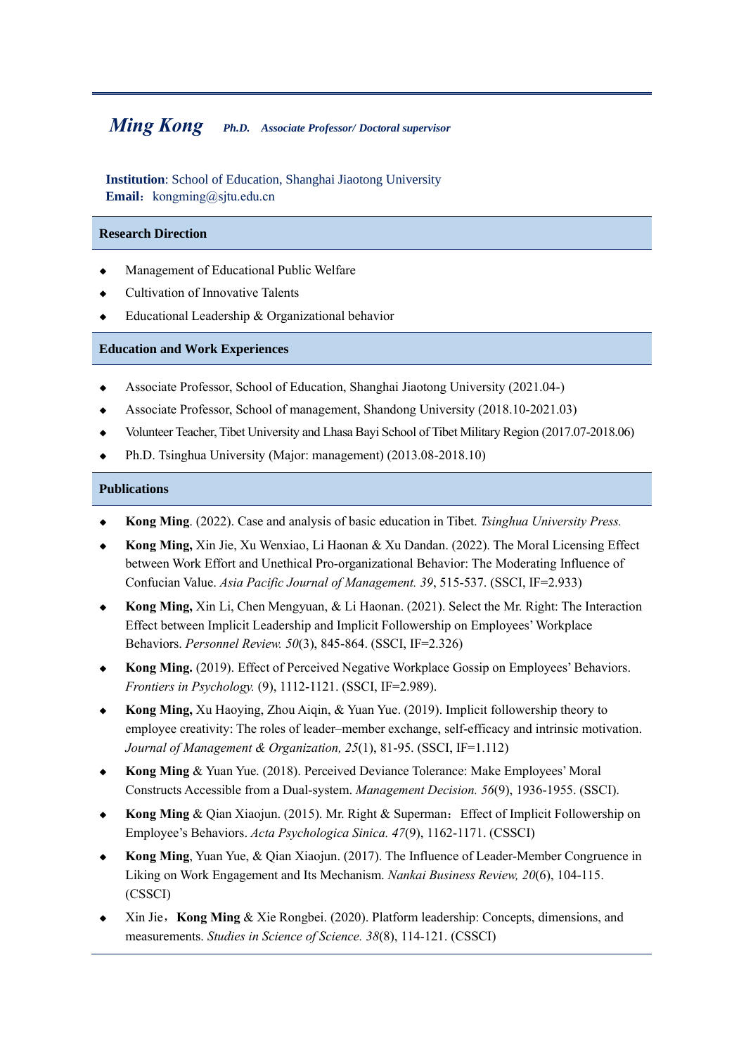# *Ming Kong* ***Ph.D. Associate Professor/ Doctoral supervisor***

**Institution**: School of Education, Shanghai Jiaotong University
**Email**：kongming@sjtu.edu.cn

## Research Direction

- Management of Educational Public Welfare
- Cultivation of Innovative Talents
- Educational Leadership & Organizational behavior

## Education and Work Experiences

- Associate Professor, School of Education, Shanghai Jiaotong University (2021.04-)
- Associate Professor, School of management, Shandong University (2018.10-2021.03)
- Volunteer Teacher, Tibet University and Lhasa Bayi School of Tibet Military Region (2017.07-2018.06)
- Ph.D. Tsinghua University (Major: management) (2013.08-2018.10)

## Publications

- **Kong Ming**. (2022). Case and analysis of basic education in Tibet. *Tsinghua University Press.*
- **Kong Ming,** Xin Jie, Xu Wenxiao, Li Haonan & Xu Dandan. (2022). The Moral Licensing Effect between Work Effort and Unethical Pro-organizational Behavior: The Moderating Influence of Confucian Value. *Asia Pacific Journal of Management. 39*, 515-537. (SSCI, IF=2.933)
- **Kong Ming,** Xin Li, Chen Mengyuan, & Li Haonan. (2021). Select the Mr. Right: The Interaction Effect between Implicit Leadership and Implicit Followership on Employees' Workplace Behaviors. *Personnel Review. 50*(3), 845-864. (SSCI, IF=2.326)
- **Kong Ming.** (2019). Effect of Perceived Negative Workplace Gossip on Employees' Behaviors. *Frontiers in Psychology.* (9), 1112-1121. (SSCI, IF=2.989).
- **Kong Ming,** Xu Haoying, Zhou Aiqin, & Yuan Yue. (2019). Implicit followership theory to employee creativity: The roles of leader–member exchange, self-efficacy and intrinsic motivation. *Journal of Management & Organization, 25*(1), 81-95. (SSCI, IF=1.112)
- **Kong Ming** & Yuan Yue. (2018). Perceived Deviance Tolerance: Make Employees' Moral Constructs Accessible from a Dual-system. *Management Decision. 56*(9), 1936-1955. (SSCI).
- **Kong Ming** & Qian Xiaojun. (2015). Mr. Right & Superman：Effect of Implicit Followership on Employee's Behaviors. *Acta Psychologica Sinica. 47*(9), 1162-1171. (CSSCI)
- **Kong Ming**, Yuan Yue, & Qian Xiaojun. (2017). The Influence of Leader-Member Congruence in Liking on Work Engagement and Its Mechanism. *Nankai Business Review, 20*(6), 104-115. (CSSCI)
- Xin Jie，**Kong Ming** & Xie Rongbei. (2020). Platform leadership: Concepts, dimensions, and measurements. *Studies in Science of Science. 38*(8), 114-121. (CSSCI)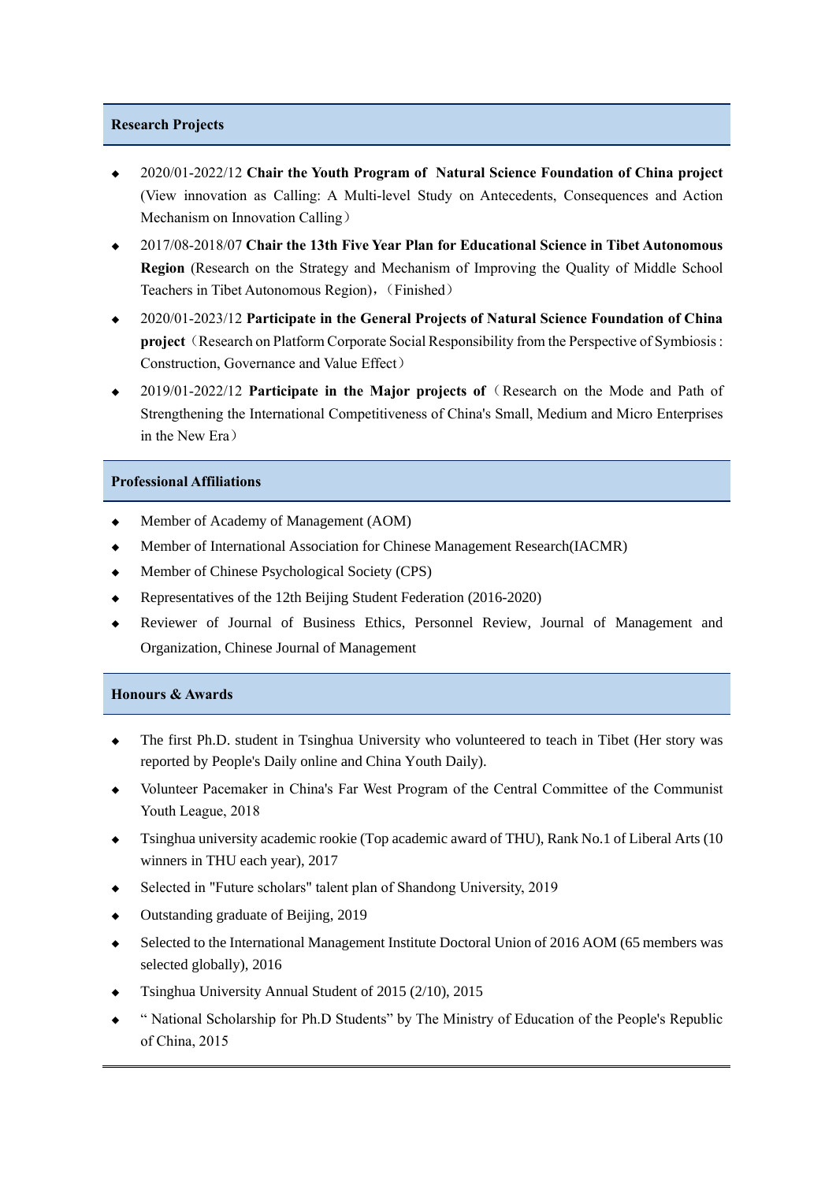## Research Projects

- 2020/01-2022/12 **Chair the Youth Program of Natural Science Foundation of China project** (View innovation as Calling: A Multi-level Study on Antecedents, Consequences and Action Mechanism on Innovation Calling）
- 2017/08-2018/07 **Chair the 13th Five Year Plan for Educational Science in Tibet Autonomous Region** (Research on the Strategy and Mechanism of Improving the Quality of Middle School Teachers in Tibet Autonomous Region)，（Finished）
- 2020/01-2023/12 **Participate in the General Projects of Natural Science Foundation of China project**（Research on Platform Corporate Social Responsibility from the Perspective of Symbiosis : Construction, Governance and Value Effect）
- 2019/01-2022/12 **Participate in the Major projects of**（Research on the Mode and Path of Strengthening the International Competitiveness of China's Small, Medium and Micro Enterprises in the New Era）

## Professional Affiliations

- Member of Academy of Management (AOM)
- Member of International Association for Chinese Management Research(IACMR)
- Member of Chinese Psychological Society (CPS)
- Representatives of the 12th Beijing Student Federation (2016-2020)
- Reviewer of Journal of Business Ethics, Personnel Review, Journal of Management and Organization, Chinese Journal of Management

## Honours & Awards

- The first Ph.D. student in Tsinghua University who volunteered to teach in Tibet (Her story was reported by People's Daily online and China Youth Daily).
- Volunteer Pacemaker in China's Far West Program of the Central Committee of the Communist Youth League, 2018
- Tsinghua university academic rookie (Top academic award of THU), Rank No.1 of Liberal Arts (10 winners in THU each year), 2017
- Selected in "Future scholars" talent plan of Shandong University, 2019
- Outstanding graduate of Beijing, 2019
- Selected to the International Management Institute Doctoral Union of 2016 AOM (65 members was selected globally), 2016
- Tsinghua University Annual Student of 2015 (2/10), 2015
- " National Scholarship for Ph.D Students" by The Ministry of Education of the People's Republic of China, 2015